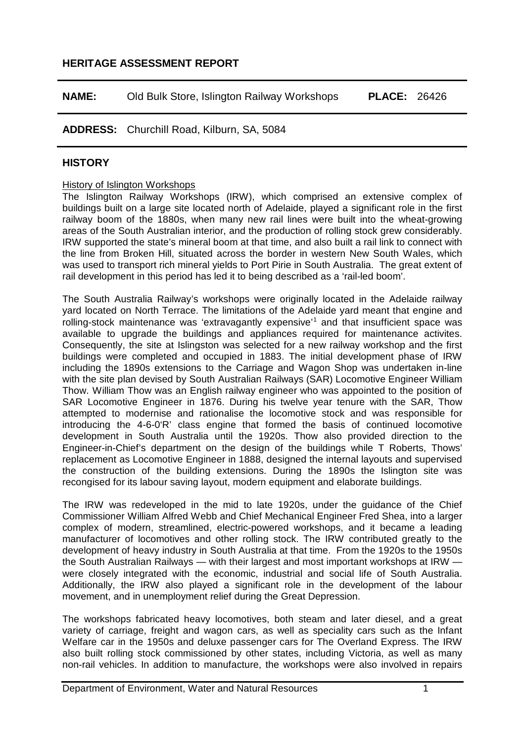## HERITAGE ASSESSMENT REPORT

**NAME:** Old Bulk Store, Islington Railway Workshops **PLACE:** 26426

**ADDRESS:** Churchill Road, Kilburn, SA, 5084

## HISTORY

History of Islington Workshops

The Islington Railway Workshops (IRW), which comprised an extensive complex of buildings built on a large site located north of Adelaide, played a significant role in the first railway boom of the 1880s, when many new rail lines were built into the wheat-growing areas of the South Australian interior, and the production of rolling stock grew considerably. IRW supported the state's mineral boom at that time, and also built a rail link to connect with the line from Broken Hill, situated across the border in western New South Wales, which was used to transport rich mineral yields to Port Pirie in South Australia. The great extent of rail development in this period has led it to being described as a 'rail-led boom'.

The South Australia Railway's workshops were originally located in the Adelaide railway yard located on North Terrace. The limitations of the Adelaide yard meant that engine and rolling-stock maintenance was 'extravagantly expensive'[1] and that insufficient space was available to upgrade the buildings and appliances required for maintenance activites. Consequently, the site at Islingston was selected for a new railway workshop and the first buildings were completed and occupied in 1883. The initial development phase of IRW including the 1890s extensions to the Carriage and Wagon Shop was undertaken in-line with the site plan devised by South Australian Railways (SAR) Locomotive Engineer William Thow. William Thow was an English railway engineer who was appointed to the position of SAR Locomotive Engineer in 1876. During his twelve year tenure with the SAR, Thow attempted to modernise and rationalise the locomotive stock and was responsible for introducing the 4-6-0'R' class engine that formed the basis of continued locomotive development in South Australia until the 1920s. Thow also provided direction to the Engineer-in-Chief's department on the design of the buildings while T Roberts, Thows' replacement as Locomotive Engineer in 1888, designed the internal layouts and supervised the construction of the building extensions. During the 1890s the Islington site was recongised for its labour saving layout, modern equipment and elaborate buildings.

The IRW was redeveloped in the mid to late 1920s, under the guidance of the Chief Commissioner William Alfred Webb and Chief Mechanical Engineer Fred Shea, into a larger complex of modern, streamlined, electric-powered workshops, and it became a leading manufacturer of locomotives and other rolling stock. The IRW contributed greatly to the development of heavy industry in South Australia at that time. From the 1920s to the 1950s the South Australian Railways — with their largest and most important workshops at IRW — were closely integrated with the economic, industrial and social life of South Australia. Additionally, the IRW also played a significant role in the development of the labour movement, and in unemployment relief during the Great Depression.

The workshops fabricated heavy locomotives, both steam and later diesel, and a great variety of carriage, freight and wagon cars, as well as speciality cars such as the Infant Welfare car in the 1950s and deluxe passenger cars for The Overland Express. The IRW also built rolling stock commissioned by other states, including Victoria, as well as many non-rail vehicles. In addition to manufacture, the workshops were also involved in repairs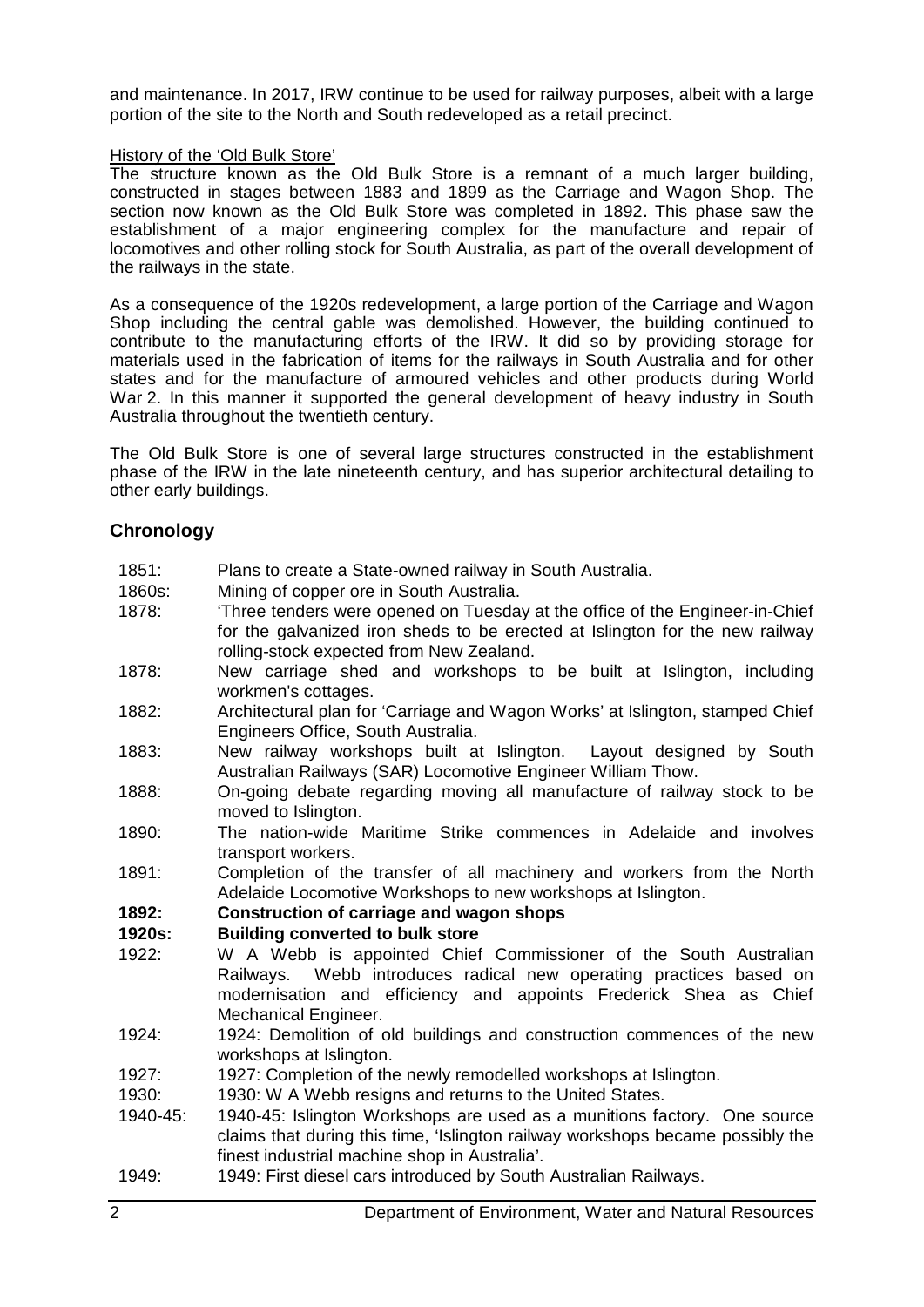and maintenance. In 2017, IRW continue to be used for railway purposes, albeit with a large portion of the site to the North and South redeveloped as a retail precinct.

History of the 'Old Bulk Store'

The structure known as the Old Bulk Store is a remnant of a much larger building, constructed in stages between 1883 and 1899 as the Carriage and Wagon Shop. The section now known as the Old Bulk Store was completed in 1892. This phase saw the establishment of a major engineering complex for the manufacture and repair of locomotives and other rolling stock for South Australia, as part of the overall development of the railways in the state.

As a consequence of the 1920s redevelopment, a large portion of the Carriage and Wagon Shop including the central gable was demolished. However, the building continued to contribute to the manufacturing efforts of the IRW. It did so by providing storage for materials used in the fabrication of items for the railways in South Australia and for other states and for the manufacture of armoured vehicles and other products during World War 2. In this manner it supported the general development of heavy industry in South Australia throughout the twentieth century.

The Old Bulk Store is one of several large structures constructed in the establishment phase of the IRW in the late nineteenth century, and has superior architectural detailing to other early buildings.

## Chronology

| | |
|---|---|
| 1851: | Plans to create a State-owned railway in South Australia. |
| 1860s: | Mining of copper ore in South Australia. |
| 1878: | 'Three tenders were opened on Tuesday at the office of the Engineer-in-Chief for the galvanized iron sheds to be erected at Islington for the new railway rolling-stock expected from New Zealand. |
| 1878: | New carriage shed and workshops to be built at Islington, including workmen's cottages. |
| 1882: | Architectural plan for 'Carriage and Wagon Works' at Islington, stamped Chief Engineers Office, South Australia. |
| 1883: | New railway workshops built at Islington. Layout designed by South Australian Railways (SAR) Locomotive Engineer William Thow. |
| 1888: | On-going debate regarding moving all manufacture of railway stock to be moved to Islington. |
| 1890: | The nation-wide Maritime Strike commences in Adelaide and involves transport workers. |
| 1891: | Completion of the transfer of all machinery and workers from the North Adelaide Locomotive Workshops to new workshops at Islington. |
| **1892:** | **Construction of carriage and wagon shops** |
| **1920s:** | **Building converted to bulk store** |
| 1922: | W A Webb is appointed Chief Commissioner of the South Australian Railways. Webb introduces radical new operating practices based on modernisation and efficiency and appoints Frederick Shea as Chief Mechanical Engineer. |
| 1924: | 1924: Demolition of old buildings and construction commences of the new workshops at Islington. |
| 1927: | 1927: Completion of the newly remodelled workshops at Islington. |
| 1930: | 1930: W A Webb resigns and returns to the United States. |
| 1940-45: | 1940-45: Islington Workshops are used as a munitions factory. One source claims that during this time, 'Islington railway workshops became possibly the finest industrial machine shop in Australia'. |
| 1949: | 1949: First diesel cars introduced by South Australian Railways. |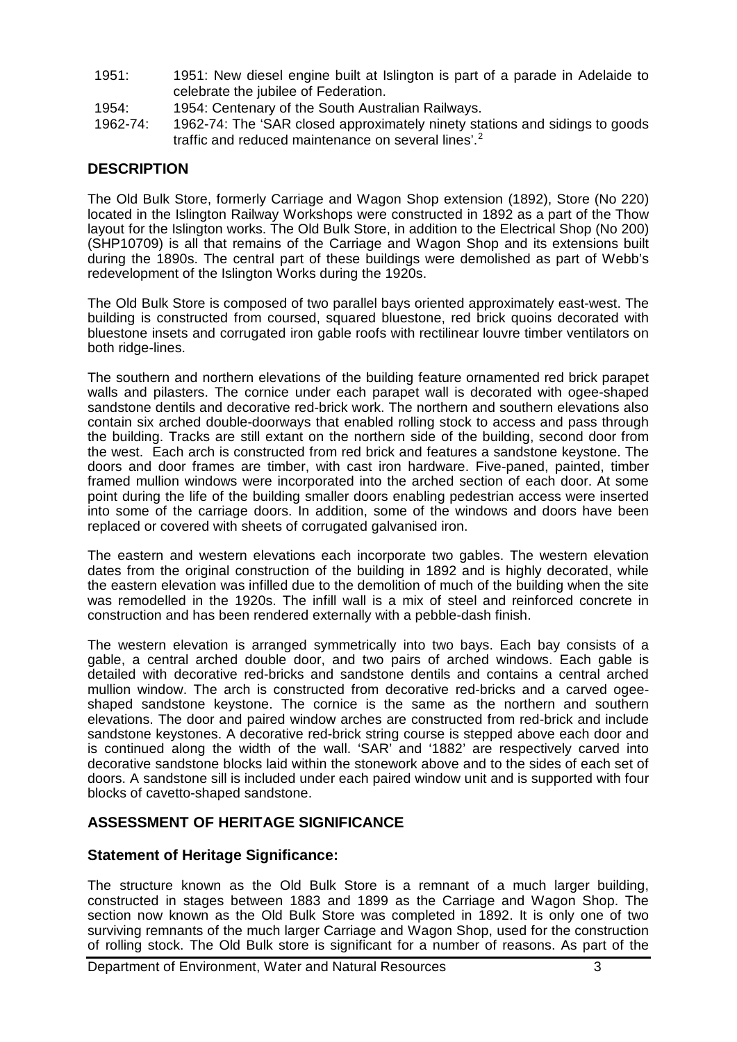1951: 1951: New diesel engine built at Islington is part of a parade in Adelaide to celebrate the jubilee of Federation.

1954: 1954: Centenary of the South Australian Railways.

1962-74: 1962-74: The 'SAR closed approximately ninety stations and sidings to goods traffic and reduced maintenance on several lines'.[2]

## DESCRIPTION

The Old Bulk Store, formerly Carriage and Wagon Shop extension (1892), Store (No 220) located in the Islington Railway Workshops were constructed in 1892 as a part of the Thow layout for the Islington works. The Old Bulk Store, in addition to the Electrical Shop (No 200) (SHP10709) is all that remains of the Carriage and Wagon Shop and its extensions built during the 1890s. The central part of these buildings were demolished as part of Webb's redevelopment of the Islington Works during the 1920s.

The Old Bulk Store is composed of two parallel bays oriented approximately east-west. The building is constructed from coursed, squared bluestone, red brick quoins decorated with bluestone insets and corrugated iron gable roofs with rectilinear louvre timber ventilators on both ridge-lines.

The southern and northern elevations of the building feature ornamented red brick parapet walls and pilasters. The cornice under each parapet wall is decorated with ogee-shaped sandstone dentils and decorative red-brick work. The northern and southern elevations also contain six arched double-doorways that enabled rolling stock to access and pass through the building. Tracks are still extant on the northern side of the building, second door from the west. Each arch is constructed from red brick and features a sandstone keystone. The doors and door frames are timber, with cast iron hardware. Five-paned, painted, timber framed mullion windows were incorporated into the arched section of each door. At some point during the life of the building smaller doors enabling pedestrian access were inserted into some of the carriage doors. In addition, some of the windows and doors have been replaced or covered with sheets of corrugated galvanised iron.

The eastern and western elevations each incorporate two gables. The western elevation dates from the original construction of the building in 1892 and is highly decorated, while the eastern elevation was infilled due to the demolition of much of the building when the site was remodelled in the 1920s. The infill wall is a mix of steel and reinforced concrete in construction and has been rendered externally with a pebble-dash finish.

The western elevation is arranged symmetrically into two bays. Each bay consists of a gable, a central arched double door, and two pairs of arched windows. Each gable is detailed with decorative red-bricks and sandstone dentils and contains a central arched mullion window. The arch is constructed from decorative red-bricks and a carved ogee-shaped sandstone keystone. The cornice is the same as the northern and southern elevations. The door and paired window arches are constructed from red-brick and include sandstone keystones. A decorative red-brick string course is stepped above each door and is continued along the width of the wall. 'SAR' and '1882' are respectively carved into decorative sandstone blocks laid within the stonework above and to the sides of each set of doors. A sandstone sill is included under each paired window unit and is supported with four blocks of cavetto-shaped sandstone.

## ASSESSMENT OF HERITAGE SIGNIFICANCE

### Statement of Heritage Significance:

The structure known as the Old Bulk Store is a remnant of a much larger building, constructed in stages between 1883 and 1899 as the Carriage and Wagon Shop. The section now known as the Old Bulk Store was completed in 1892. It is only one of two surviving remnants of the much larger Carriage and Wagon Shop, used for the construction of rolling stock. The Old Bulk store is significant for a number of reasons. As part of the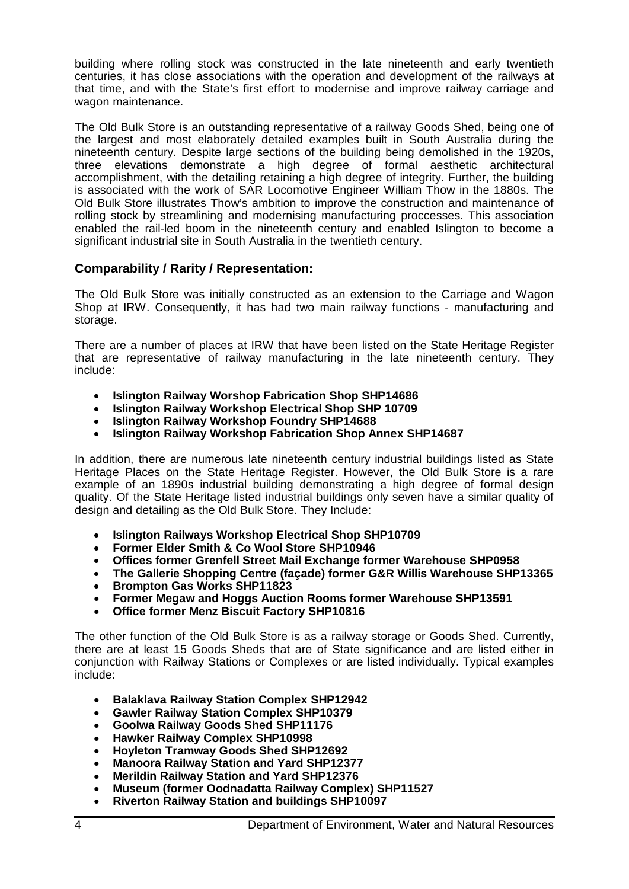building where rolling stock was constructed in the late nineteenth and early twentieth centuries, it has close associations with the operation and development of the railways at that time, and with the State's first effort to modernise and improve railway carriage and wagon maintenance.

The Old Bulk Store is an outstanding representative of a railway Goods Shed, being one of the largest and most elaborately detailed examples built in South Australia during the nineteenth century. Despite large sections of the building being demolished in the 1920s, three elevations demonstrate a high degree of formal aesthetic architectural accomplishment, with the detailing retaining a high degree of integrity. Further, the building is associated with the work of SAR Locomotive Engineer William Thow in the 1880s. The Old Bulk Store illustrates Thow's ambition to improve the construction and maintenance of rolling stock by streamlining and modernising manufacturing proccesses. This association enabled the rail-led boom in the nineteenth century and enabled Islington to become a significant industrial site in South Australia in the twentieth century.

### Comparability / Rarity / Representation:

The Old Bulk Store was initially constructed as an extension to the Carriage and Wagon Shop at IRW. Consequently, it has had two main railway functions - manufacturing and storage.

There are a number of places at IRW that have been listed on the State Heritage Register that are representative of railway manufacturing in the late nineteenth century. They include:

- **Islington Railway Worshop Fabrication Shop SHP14686**
- **Islington Railway Workshop Electrical Shop SHP 10709**
- **Islington Railway Workshop Foundry SHP14688**
- **Islington Railway Workshop Fabrication Shop Annex SHP14687**

In addition, there are numerous late nineteenth century industrial buildings listed as State Heritage Places on the State Heritage Register. However, the Old Bulk Store is a rare example of an 1890s industrial building demonstrating a high degree of formal design quality. Of the State Heritage listed industrial buildings only seven have a similar quality of design and detailing as the Old Bulk Store. They Include:

- **Islington Railways Workshop Electrical Shop SHP10709**
- **Former Elder Smith & Co Wool Store SHP10946**
- **Offices former Grenfell Street Mail Exchange former Warehouse SHP0958**
- **The Gallerie Shopping Centre (façade) former G&R Willis Warehouse SHP13365**
- **Brompton Gas Works SHP11823**
- **Former Megaw and Hoggs Auction Rooms former Warehouse SHP13591**
- **Office former Menz Biscuit Factory SHP10816**

The other function of the Old Bulk Store is as a railway storage or Goods Shed. Currently, there are at least 15 Goods Sheds that are of State significance and are listed either in conjunction with Railway Stations or Complexes or are listed individually. Typical examples include:

- **Balaklava Railway Station Complex SHP12942**
- **Gawler Railway Station Complex SHP10379**
- **Goolwa Railway Goods Shed SHP11176**
- **Hawker Railway Complex SHP10998**
- **Hoyleton Tramway Goods Shed SHP12692**
- **Manoora Railway Station and Yard SHP12377**
- **Merildin Railway Station and Yard SHP12376**
- **Museum (former Oodnadatta Railway Complex) SHP11527**
- **Riverton Railway Station and buildings SHP10097**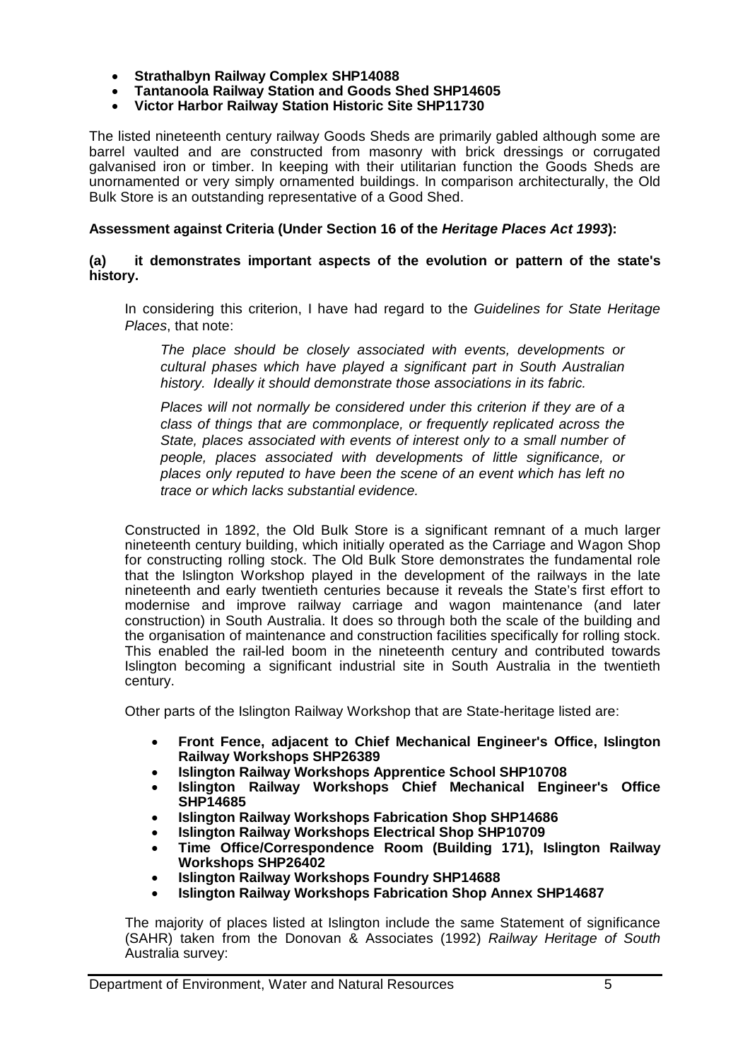- **Strathalbyn Railway Complex SHP14088**
- **Tantanoola Railway Station and Goods Shed SHP14605**
- **Victor Harbor Railway Station Historic Site SHP11730**

The listed nineteenth century railway Goods Sheds are primarily gabled although some are barrel vaulted and are constructed from masonry with brick dressings or corrugated galvanised iron or timber. In keeping with their utilitarian function the Goods Sheds are unornamented or very simply ornamented buildings. In comparison architecturally, the Old Bulk Store is an outstanding representative of a Good Shed.

**Assessment against Criteria (Under Section 16 of the *Heritage Places Act 1993*):**

**(a) it demonstrates important aspects of the evolution or pattern of the state's history.**

In considering this criterion, I have had regard to the *Guidelines for State Heritage Places*, that note:

> *The place should be closely associated with events, developments or cultural phases which have played a significant part in South Australian history. Ideally it should demonstrate those associations in its fabric.*
>
> *Places will not normally be considered under this criterion if they are of a class of things that are commonplace, or frequently replicated across the State, places associated with events of interest only to a small number of people, places associated with developments of little significance, or places only reputed to have been the scene of an event which has left no trace or which lacks substantial evidence.*

Constructed in 1892, the Old Bulk Store is a significant remnant of a much larger nineteenth century building, which initially operated as the Carriage and Wagon Shop for constructing rolling stock. The Old Bulk Store demonstrates the fundamental role that the Islington Workshop played in the development of the railways in the late nineteenth and early twentieth centuries because it reveals the State's first effort to modernise and improve railway carriage and wagon maintenance (and later construction) in South Australia. It does so through both the scale of the building and the organisation of maintenance and construction facilities specifically for rolling stock. This enabled the rail-led boom in the nineteenth century and contributed towards Islington becoming a significant industrial site in South Australia in the twentieth century.

Other parts of the Islington Railway Workshop that are State-heritage listed are:

- **Front Fence, adjacent to Chief Mechanical Engineer's Office, Islington Railway Workshops SHP26389**
- **Islington Railway Workshops Apprentice School SHP10708**
- **Islington Railway Workshops Chief Mechanical Engineer's Office SHP14685**
- **Islington Railway Workshops Fabrication Shop SHP14686**
- **Islington Railway Workshops Electrical Shop SHP10709**
- **Time Office/Correspondence Room (Building 171), Islington Railway Workshops SHP26402**
- **Islington Railway Workshops Foundry SHP14688**
- **Islington Railway Workshops Fabrication Shop Annex SHP14687**

The majority of places listed at Islington include the same Statement of significance (SAHR) taken from the Donovan & Associates (1992) *Railway Heritage of South* Australia survey: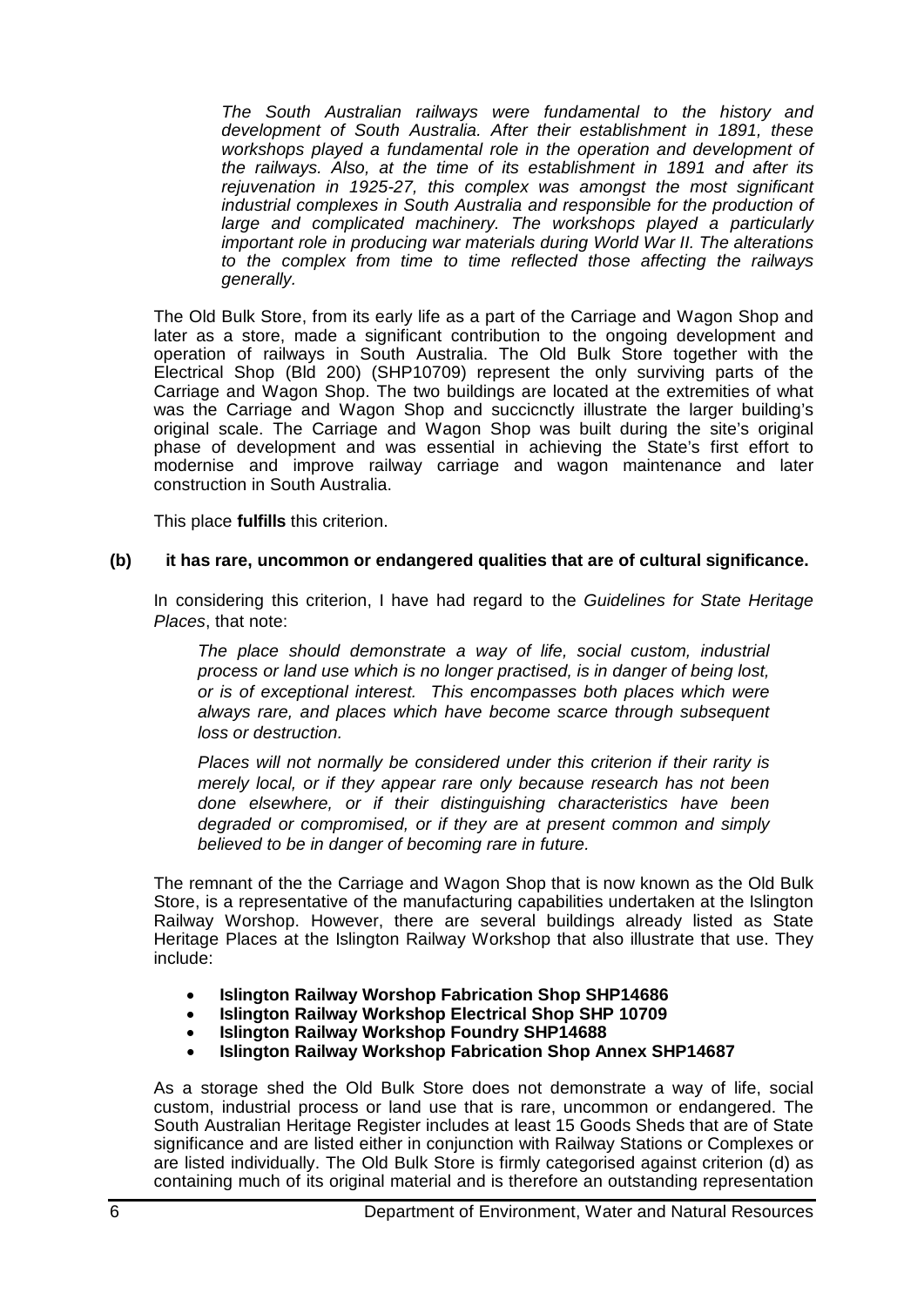> *The South Australian railways were fundamental to the history and development of South Australia. After their establishment in 1891, these workshops played a fundamental role in the operation and development of the railways. Also, at the time of its establishment in 1891 and after its rejuvenation in 1925-27, this complex was amongst the most significant industrial complexes in South Australia and responsible for the production of large and complicated machinery. The workshops played a particularly important role in producing war materials during World War II. The alterations to the complex from time to time reflected those affecting the railways generally.*

The Old Bulk Store, from its early life as a part of the Carriage and Wagon Shop and later as a store, made a significant contribution to the ongoing development and operation of railways in South Australia. The Old Bulk Store together with the Electrical Shop (Bld 200) (SHP10709) represent the only surviving parts of the Carriage and Wagon Shop. The two buildings are located at the extremities of what was the Carriage and Wagon Shop and succicnctly illustrate the larger building's original scale. The Carriage and Wagon Shop was built during the site's original phase of development and was essential in achieving the State's first effort to modernise and improve railway carriage and wagon maintenance and later construction in South Australia.

This place **fulfills** this criterion.

**(b) it has rare, uncommon or endangered qualities that are of cultural significance.**

In considering this criterion, I have had regard to the *Guidelines for State Heritage Places*, that note:

> *The place should demonstrate a way of life, social custom, industrial process or land use which is no longer practised, is in danger of being lost, or is of exceptional interest. This encompasses both places which were always rare, and places which have become scarce through subsequent loss or destruction.*
>
> *Places will not normally be considered under this criterion if their rarity is merely local, or if they appear rare only because research has not been done elsewhere, or if their distinguishing characteristics have been degraded or compromised, or if they are at present common and simply believed to be in danger of becoming rare in future.*

The remnant of the the Carriage and Wagon Shop that is now known as the Old Bulk Store, is a representative of the manufacturing capabilities undertaken at the Islington Railway Worshop. However, there are several buildings already listed as State Heritage Places at the Islington Railway Workshop that also illustrate that use. They include:

- **Islington Railway Worshop Fabrication Shop SHP14686**
- **Islington Railway Workshop Electrical Shop SHP 10709**
- **Islington Railway Workshop Foundry SHP14688**
- **Islington Railway Workshop Fabrication Shop Annex SHP14687**

As a storage shed the Old Bulk Store does not demonstrate a way of life, social custom, industrial process or land use that is rare, uncommon or endangered. The South Australian Heritage Register includes at least 15 Goods Sheds that are of State significance and are listed either in conjunction with Railway Stations or Complexes or are listed individually. The Old Bulk Store is firmly categorised against criterion (d) as containing much of its original material and is therefore an outstanding representation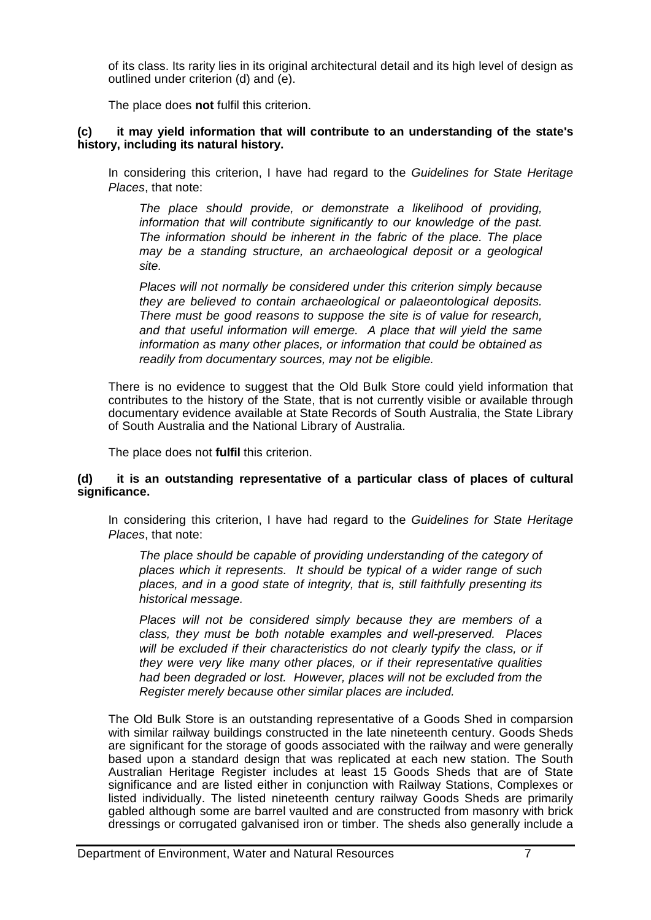of its class. Its rarity lies in its original architectural detail and its high level of design as outlined under criterion (d) and (e).

The place does **not** fulfil this criterion.

**(c) it may yield information that will contribute to an understanding of the state's history, including its natural history.**

In considering this criterion, I have had regard to the *Guidelines for State Heritage Places*, that note:

> *The place should provide, or demonstrate a likelihood of providing, information that will contribute significantly to our knowledge of the past. The information should be inherent in the fabric of the place. The place may be a standing structure, an archaeological deposit or a geological site.*
>
> *Places will not normally be considered under this criterion simply because they are believed to contain archaeological or palaeontological deposits. There must be good reasons to suppose the site is of value for research, and that useful information will emerge. A place that will yield the same information as many other places, or information that could be obtained as readily from documentary sources, may not be eligible.*

There is no evidence to suggest that the Old Bulk Store could yield information that contributes to the history of the State, that is not currently visible or available through documentary evidence available at State Records of South Australia, the State Library of South Australia and the National Library of Australia.

The place does not **fulfil** this criterion.

**(d) it is an outstanding representative of a particular class of places of cultural significance.**

In considering this criterion, I have had regard to the *Guidelines for State Heritage Places*, that note:

> *The place should be capable of providing understanding of the category of places which it represents. It should be typical of a wider range of such places, and in a good state of integrity, that is, still faithfully presenting its historical message.*
>
> *Places will not be considered simply because they are members of a class, they must be both notable examples and well-preserved. Places will be excluded if their characteristics do not clearly typify the class, or if they were very like many other places, or if their representative qualities had been degraded or lost. However, places will not be excluded from the Register merely because other similar places are included.*

The Old Bulk Store is an outstanding representative of a Goods Shed in comparsion with similar railway buildings constructed in the late nineteenth century. Goods Sheds are significant for the storage of goods associated with the railway and were generally based upon a standard design that was replicated at each new station. The South Australian Heritage Register includes at least 15 Goods Sheds that are of State significance and are listed either in conjunction with Railway Stations, Complexes or listed individually. The listed nineteenth century railway Goods Sheds are primarily gabled although some are barrel vaulted and are constructed from masonry with brick dressings or corrugated galvanised iron or timber. The sheds also generally include a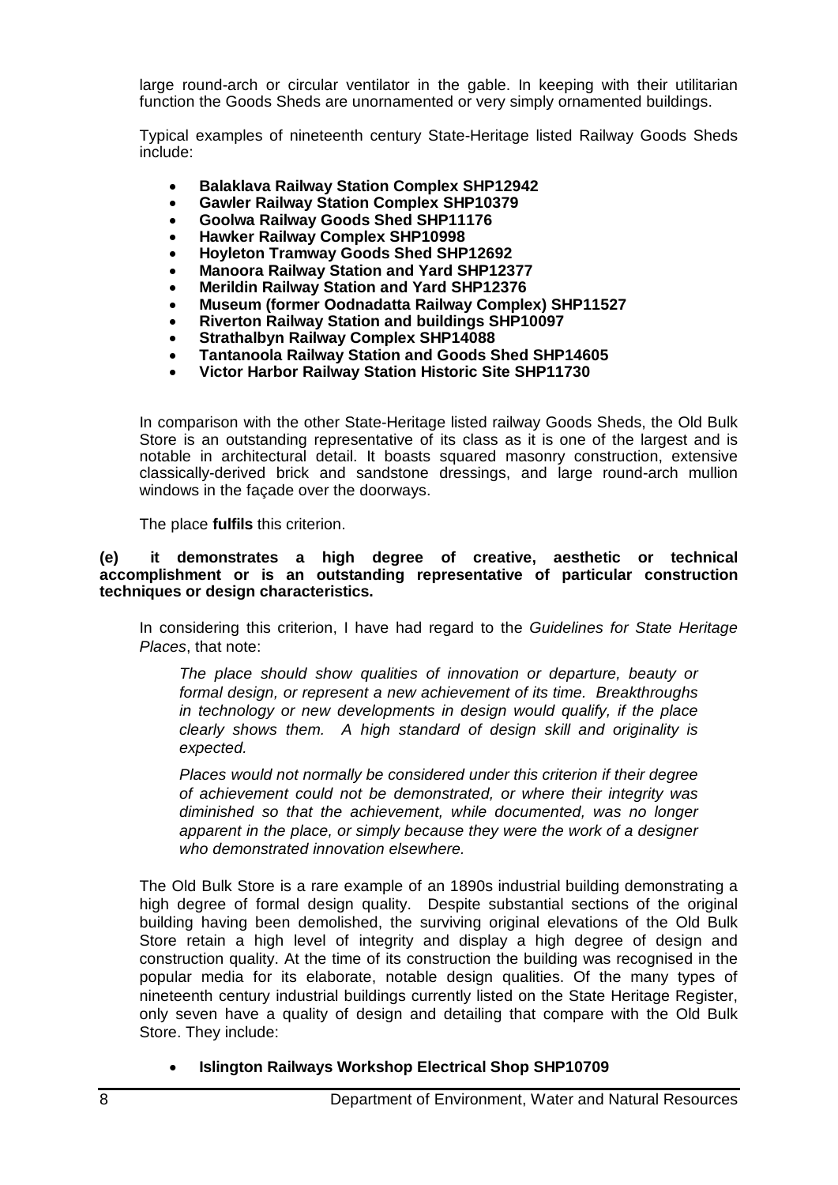large round-arch or circular ventilator in the gable. In keeping with their utilitarian function the Goods Sheds are unornamented or very simply ornamented buildings.

Typical examples of nineteenth century State-Heritage listed Railway Goods Sheds include:

- **Balaklava Railway Station Complex SHP12942**
- **Gawler Railway Station Complex SHP10379**
- **Goolwa Railway Goods Shed SHP11176**
- **Hawker Railway Complex SHP10998**
- **Hoyleton Tramway Goods Shed SHP12692**
- **Manoora Railway Station and Yard SHP12377**
- **Merildin Railway Station and Yard SHP12376**
- **Museum (former Oodnadatta Railway Complex) SHP11527**
- **Riverton Railway Station and buildings SHP10097**
- **Strathalbyn Railway Complex SHP14088**
- **Tantanoola Railway Station and Goods Shed SHP14605**
- **Victor Harbor Railway Station Historic Site SHP11730**

In comparison with the other State-Heritage listed railway Goods Sheds, the Old Bulk Store is an outstanding representative of its class as it is one of the largest and is notable in architectural detail. It boasts squared masonry construction, extensive classically-derived brick and sandstone dressings, and large round-arch mullion windows in the façade over the doorways.

The place **fulfils** this criterion.

**(e) it demonstrates a high degree of creative, aesthetic or technical accomplishment or is an outstanding representative of particular construction techniques or design characteristics.**

In considering this criterion, I have had regard to the *Guidelines for State Heritage Places*, that note:

> *The place should show qualities of innovation or departure, beauty or formal design, or represent a new achievement of its time. Breakthroughs in technology or new developments in design would qualify, if the place clearly shows them. A high standard of design skill and originality is expected.*
>
> *Places would not normally be considered under this criterion if their degree of achievement could not be demonstrated, or where their integrity was diminished so that the achievement, while documented, was no longer apparent in the place, or simply because they were the work of a designer who demonstrated innovation elsewhere.*

The Old Bulk Store is a rare example of an 1890s industrial building demonstrating a high degree of formal design quality. Despite substantial sections of the original building having been demolished, the surviving original elevations of the Old Bulk Store retain a high level of integrity and display a high degree of design and construction quality. At the time of its construction the building was recognised in the popular media for its elaborate, notable design qualities. Of the many types of nineteenth century industrial buildings currently listed on the State Heritage Register, only seven have a quality of design and detailing that compare with the Old Bulk Store. They include:

- **Islington Railways Workshop Electrical Shop SHP10709**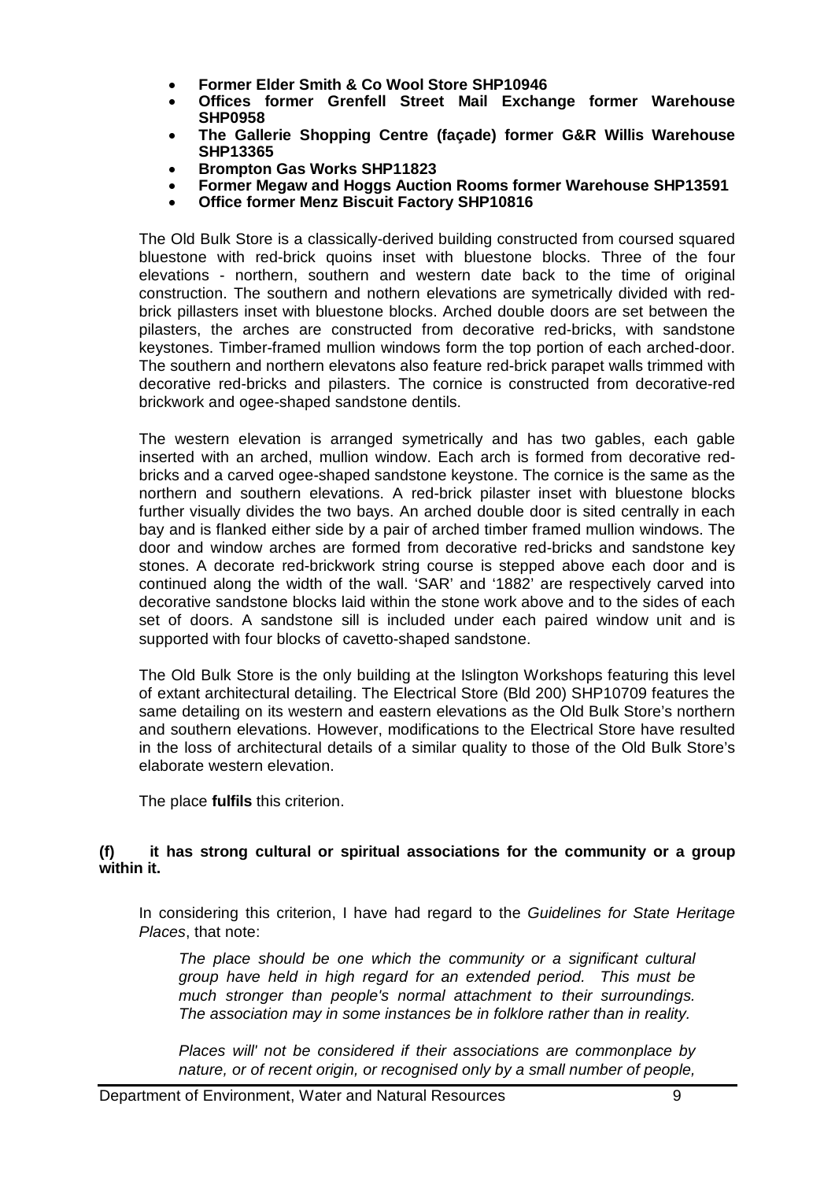- **Former Elder Smith & Co Wool Store SHP10946**
- **Offices former Grenfell Street Mail Exchange former Warehouse SHP0958**
- **The Gallerie Shopping Centre (façade) former G&R Willis Warehouse SHP13365**
- **Brompton Gas Works SHP11823**
- **Former Megaw and Hoggs Auction Rooms former Warehouse SHP13591**
- **Office former Menz Biscuit Factory SHP10816**

The Old Bulk Store is a classically-derived building constructed from coursed squared bluestone with red-brick quoins inset with bluestone blocks. Three of the four elevations - northern, southern and western date back to the time of original construction. The southern and nothern elevations are symetrically divided with red-brick pillasters inset with bluestone blocks. Arched double doors are set between the pilasters, the arches are constructed from decorative red-bricks, with sandstone keystones. Timber-framed mullion windows form the top portion of each arched-door. The southern and northern elevatons also feature red-brick parapet walls trimmed with decorative red-bricks and pilasters. The cornice is constructed from decorative-red brickwork and ogee-shaped sandstone dentils.

The western elevation is arranged symetrically and has two gables, each gable inserted with an arched, mullion window. Each arch is formed from decorative red-bricks and a carved ogee-shaped sandstone keystone. The cornice is the same as the northern and southern elevations. A red-brick pilaster inset with bluestone blocks further visually divides the two bays. An arched double door is sited centrally in each bay and is flanked either side by a pair of arched timber framed mullion windows. The door and window arches are formed from decorative red-bricks and sandstone key stones. A decorate red-brickwork string course is stepped above each door and is continued along the width of the wall. 'SAR' and '1882' are respectively carved into decorative sandstone blocks laid within the stone work above and to the sides of each set of doors. A sandstone sill is included under each paired window unit and is supported with four blocks of cavetto-shaped sandstone.

The Old Bulk Store is the only building at the Islington Workshops featuring this level of extant architectural detailing. The Electrical Store (Bld 200) SHP10709 features the same detailing on its western and eastern elevations as the Old Bulk Store's northern and southern elevations. However, modifications to the Electrical Store have resulted in the loss of architectural details of a similar quality to those of the Old Bulk Store's elaborate western elevation.

The place **fulfils** this criterion.

**(f) it has strong cultural or spiritual associations for the community or a group within it.**

In considering this criterion, I have had regard to the *Guidelines for State Heritage Places*, that note:

> *The place should be one which the community or a significant cultural group have held in high regard for an extended period. This must be much stronger than people's normal attachment to their surroundings. The association may in some instances be in folklore rather than in reality.*
>
> *Places will' not be considered if their associations are commonplace by nature, or of recent origin, or recognised only by a small number of people,*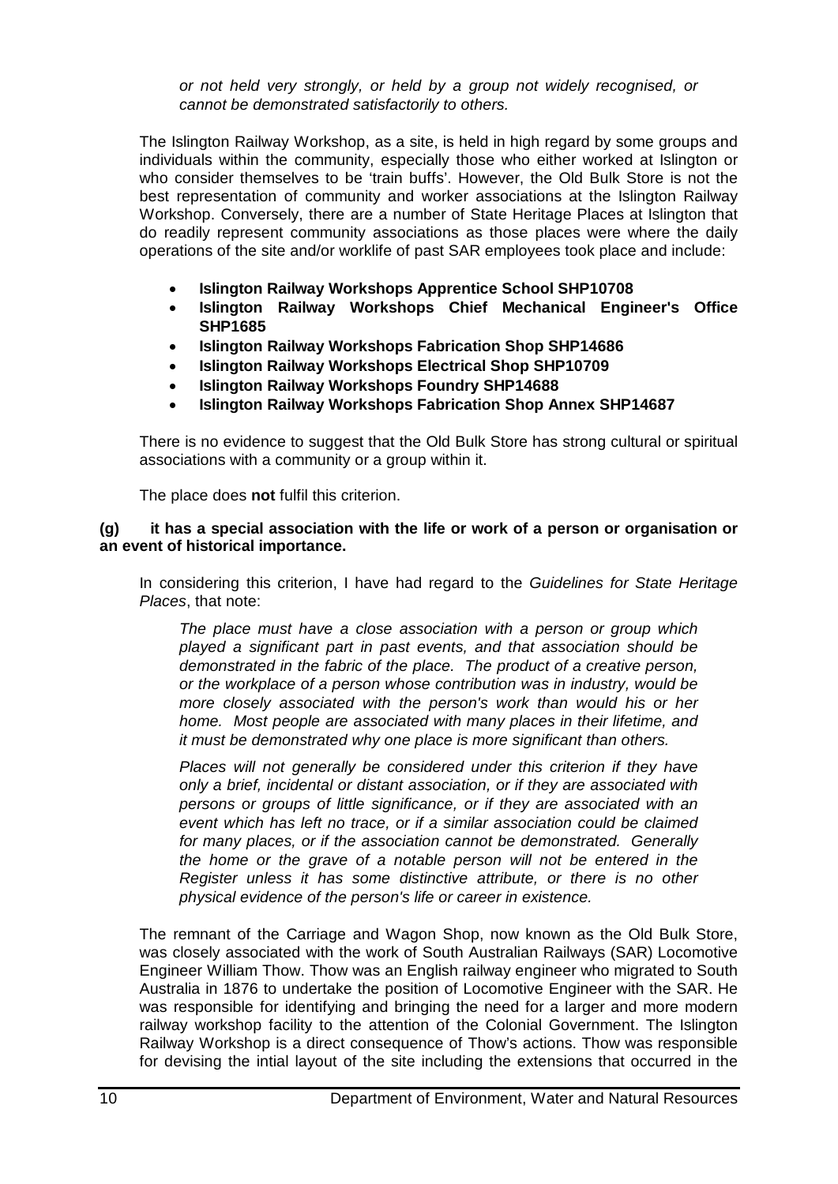*or not held very strongly, or held by a group not widely recognised, or cannot be demonstrated satisfactorily to others.*

The Islington Railway Workshop, as a site, is held in high regard by some groups and individuals within the community, especially those who either worked at Islington or who consider themselves to be 'train buffs'. However, the Old Bulk Store is not the best representation of community and worker associations at the Islington Railway Workshop. Conversely, there are a number of State Heritage Places at Islington that do readily represent community associations as those places were where the daily operations of the site and/or worklife of past SAR employees took place and include:

- **Islington Railway Workshops Apprentice School SHP10708**
- **Islington Railway Workshops Chief Mechanical Engineer's Office SHP1685**
- **Islington Railway Workshops Fabrication Shop SHP14686**
- **Islington Railway Workshops Electrical Shop SHP10709**
- **Islington Railway Workshops Foundry SHP14688**
- **Islington Railway Workshops Fabrication Shop Annex SHP14687**

There is no evidence to suggest that the Old Bulk Store has strong cultural or spiritual associations with a community or a group within it.

The place does **not** fulfil this criterion.

**(g) it has a special association with the life or work of a person or organisation or an event of historical importance.**

In considering this criterion, I have had regard to the *Guidelines for State Heritage Places*, that note:

*The place must have a close association with a person or group which played a significant part in past events, and that association should be demonstrated in the fabric of the place. The product of a creative person, or the workplace of a person whose contribution was in industry, would be more closely associated with the person's work than would his or her home. Most people are associated with many places in their lifetime, and it must be demonstrated why one place is more significant than others.*

*Places will not generally be considered under this criterion if they have only a brief, incidental or distant association, or if they are associated with persons or groups of little significance, or if they are associated with an event which has left no trace, or if a similar association could be claimed for many places, or if the association cannot be demonstrated. Generally the home or the grave of a notable person will not be entered in the Register unless it has some distinctive attribute, or there is no other physical evidence of the person's life or career in existence.*

The remnant of the Carriage and Wagon Shop, now known as the Old Bulk Store, was closely associated with the work of South Australian Railways (SAR) Locomotive Engineer William Thow. Thow was an English railway engineer who migrated to South Australia in 1876 to undertake the position of Locomotive Engineer with the SAR. He was responsible for identifying and bringing the need for a larger and more modern railway workshop facility to the attention of the Colonial Government. The Islington Railway Workshop is a direct consequence of Thow's actions. Thow was responsible for devising the intial layout of the site including the extensions that occurred in the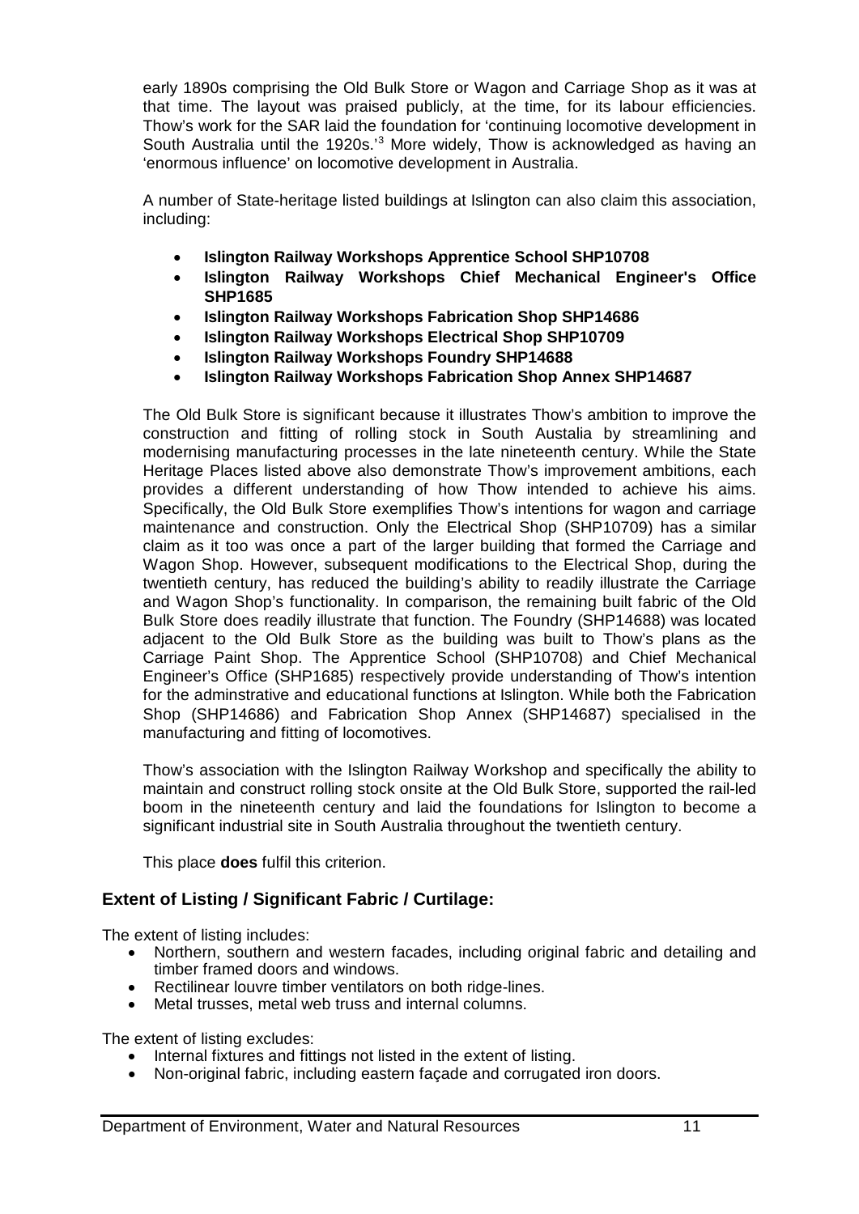early 1890s comprising the Old Bulk Store or Wagon and Carriage Shop as it was at that time. The layout was praised publicly, at the time, for its labour efficiencies. Thow's work for the SAR laid the foundation for 'continuing locomotive development in South Australia until the 1920s.'[3] More widely, Thow is acknowledged as having an 'enormous influence' on locomotive development in Australia.

A number of State-heritage listed buildings at Islington can also claim this association, including:

- **Islington Railway Workshops Apprentice School SHP10708**
- **Islington Railway Workshops Chief Mechanical Engineer's Office SHP1685**
- **Islington Railway Workshops Fabrication Shop SHP14686**
- **Islington Railway Workshops Electrical Shop SHP10709**
- **Islington Railway Workshops Foundry SHP14688**
- **Islington Railway Workshops Fabrication Shop Annex SHP14687**

The Old Bulk Store is significant because it illustrates Thow's ambition to improve the construction and fitting of rolling stock in South Austalia by streamlining and modernising manufacturing processes in the late nineteenth century. While the State Heritage Places listed above also demonstrate Thow's improvement ambitions, each provides a different understanding of how Thow intended to achieve his aims. Specifically, the Old Bulk Store exemplifies Thow's intentions for wagon and carriage maintenance and construction. Only the Electrical Shop (SHP10709) has a similar claim as it too was once a part of the larger building that formed the Carriage and Wagon Shop. However, subsequent modifications to the Electrical Shop, during the twentieth century, has reduced the building's ability to readily illustrate the Carriage and Wagon Shop's functionality. In comparison, the remaining built fabric of the Old Bulk Store does readily illustrate that function. The Foundry (SHP14688) was located adjacent to the Old Bulk Store as the building was built to Thow's plans as the Carriage Paint Shop. The Apprentice School (SHP10708) and Chief Mechanical Engineer's Office (SHP1685) respectively provide understanding of Thow's intention for the adminstrative and educational functions at Islington. While both the Fabrication Shop (SHP14686) and Fabrication Shop Annex (SHP14687) specialised in the manufacturing and fitting of locomotives.

Thow's association with the Islington Railway Workshop and specifically the ability to maintain and construct rolling stock onsite at the Old Bulk Store, supported the rail-led boom in the nineteenth century and laid the foundations for Islington to become a significant industrial site in South Australia throughout the twentieth century.

This place **does** fulfil this criterion.

## Extent of Listing / Significant Fabric / Curtilage:

The extent of listing includes:

- Northern, southern and western facades, including original fabric and detailing and timber framed doors and windows.
- Rectilinear louvre timber ventilators on both ridge-lines.
- Metal trusses, metal web truss and internal columns.

The extent of listing excludes:

- Internal fixtures and fittings not listed in the extent of listing.
- Non-original fabric, including eastern façade and corrugated iron doors.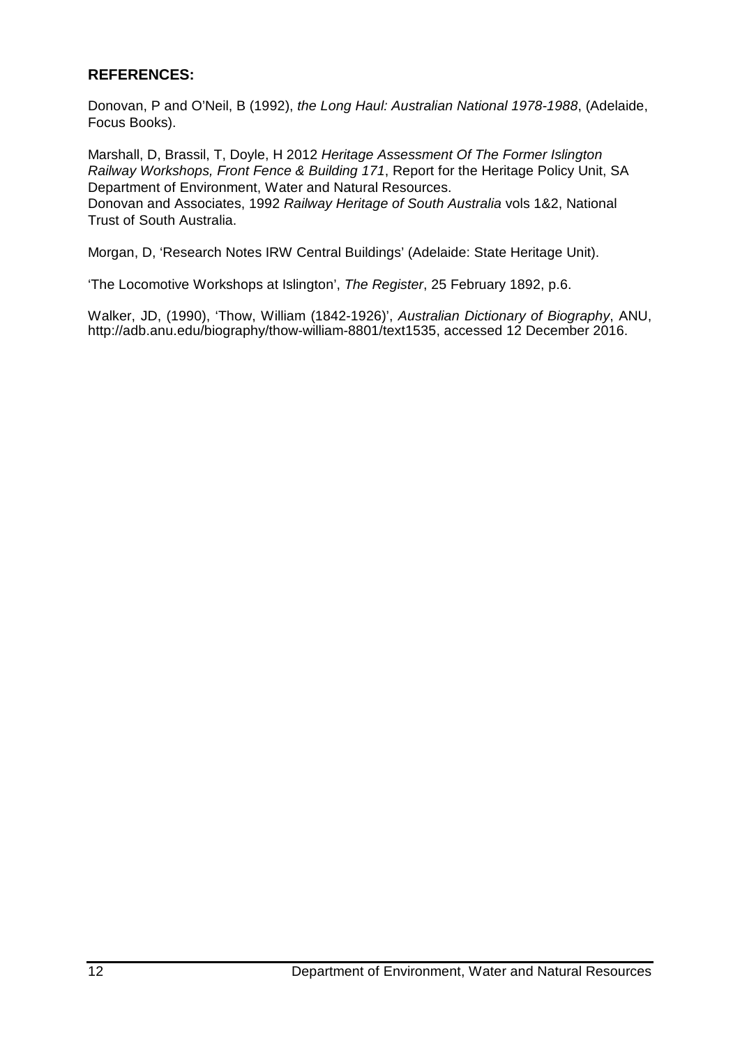**REFERENCES:**

Donovan, P and O'Neil, B (1992), *the Long Haul: Australian National 1978-1988*, (Adelaide, Focus Books).

Marshall, D, Brassil, T, Doyle, H 2012 *Heritage Assessment Of The Former Islington Railway Workshops, Front Fence & Building 171*, Report for the Heritage Policy Unit, SA Department of Environment, Water and Natural Resources.
Donovan and Associates, 1992 *Railway Heritage of South Australia* vols 1&2, National Trust of South Australia.

Morgan, D, 'Research Notes IRW Central Buildings' (Adelaide: State Heritage Unit).

'The Locomotive Workshops at Islington', *The Register*, 25 February 1892, p.6.

Walker, JD, (1990), 'Thow, William (1842-1926)', *Australian Dictionary of Biography*, ANU, http://adb.anu.edu/biography/thow-william-8801/text1535, accessed 12 December 2016.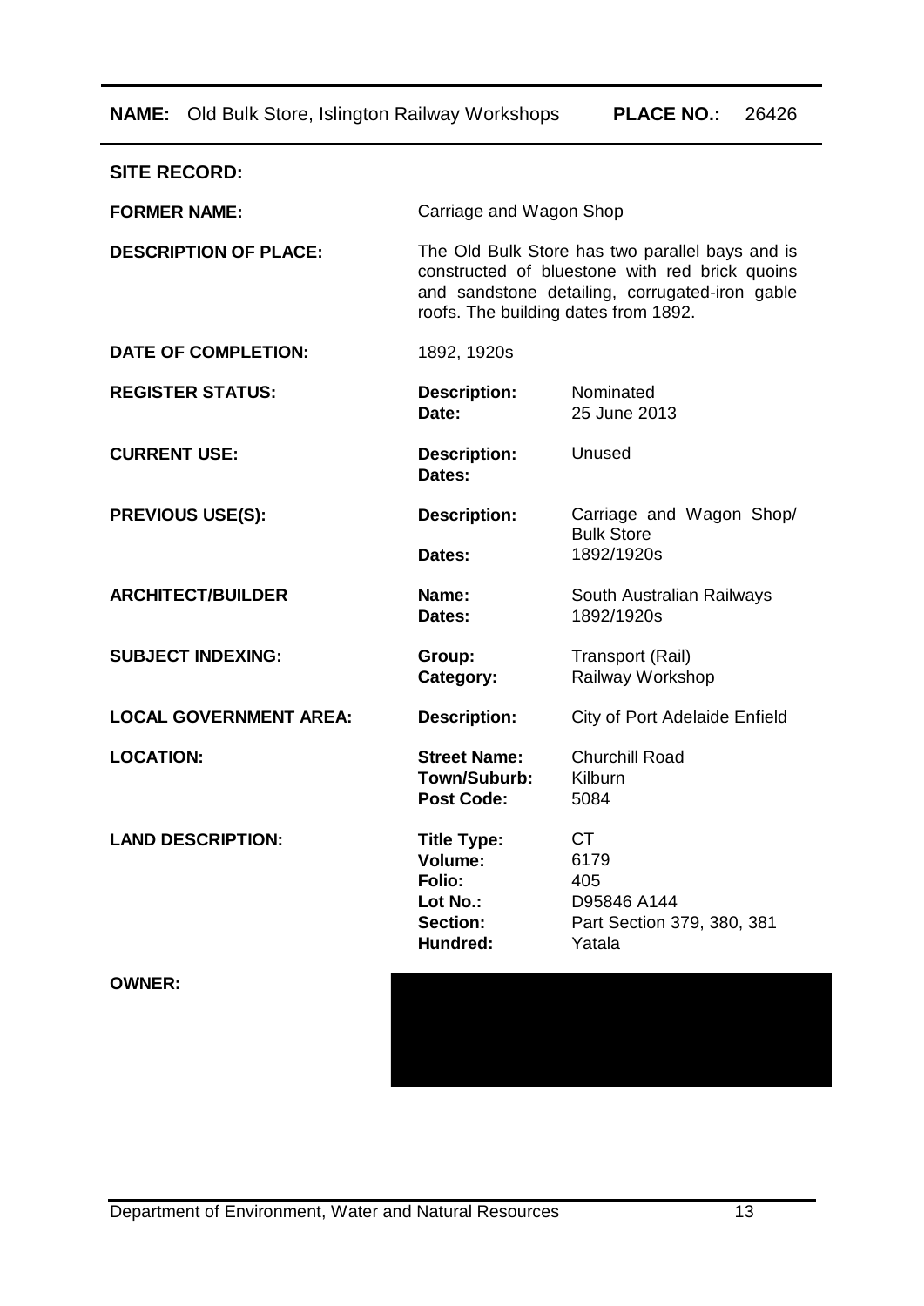**NAME:** Old Bulk Store, Islington Railway Workshops **PLACE NO.:** 26426

**SITE RECORD:**

| | | |
|---|---|---|
| **FORMER NAME:** | Carriage and Wagon Shop | |
| **DESCRIPTION OF PLACE:** | The Old Bulk Store has two parallel bays and is constructed of bluestone with red brick quoins and sandstone detailing, corrugated-iron gable roofs. The building dates from 1892. | |
| **DATE OF COMPLETION:** | 1892, 1920s | |
| **REGISTER STATUS:** | **Description:**<br>**Date:** | Nominated<br>25 June 2013 |
| **CURRENT USE:** | **Description:**<br>**Dates:** | Unused |
| **PREVIOUS USE(S):** | **Description:**<br>**Dates:** | Carriage and Wagon Shop/ Bulk Store<br>1892/1920s |
| **ARCHITECT/BUILDER** | **Name:**<br>**Dates:** | South Australian Railways<br>1892/1920s |
| **SUBJECT INDEXING:** | **Group:**<br>**Category:** | Transport (Rail)<br>Railway Workshop |
| **LOCAL GOVERNMENT AREA:** | **Description:** | City of Port Adelaide Enfield |
| **LOCATION:** | **Street Name:**<br>**Town/Suburb:**<br>**Post Code:** | Churchill Road<br>Kilburn<br>5084 |
| **LAND DESCRIPTION:** | **Title Type:**<br>**Volume:**<br>**Folio:**<br>**Lot No.:**<br>**Section:**<br>**Hundred:** | CT<br>6179<br>405<br>D95846 A144<br>Part Section 379, 380, 381<br>Yatala |
| **OWNER:** | | |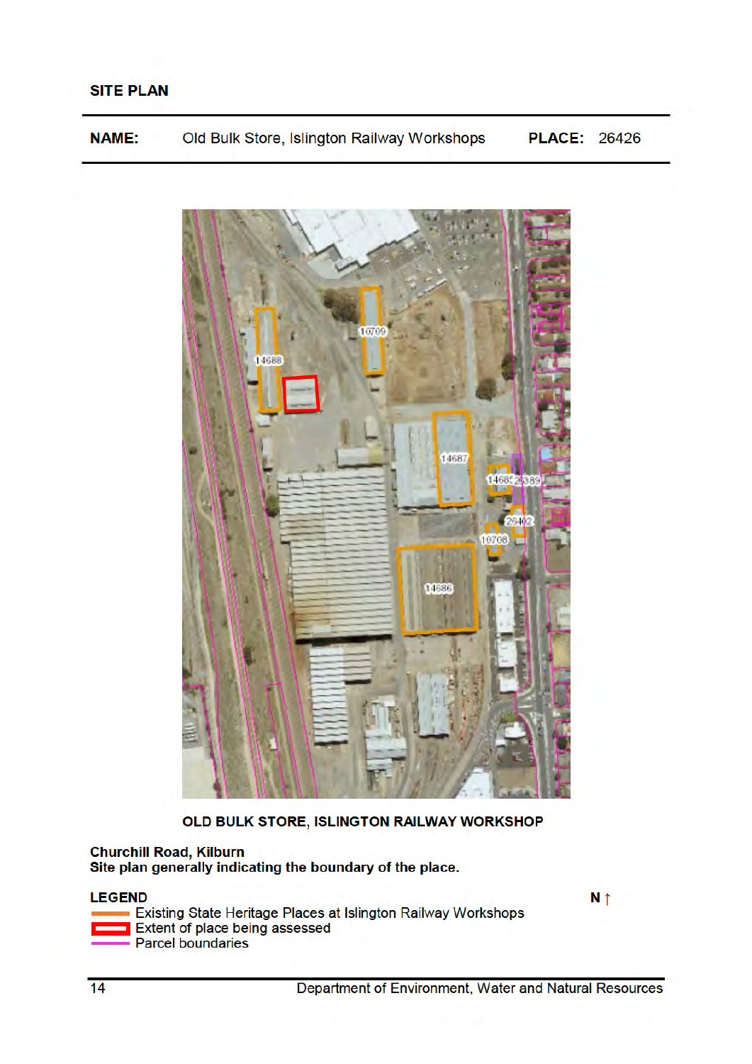## SITE PLAN

| **NAME:** | Old Bulk Store, Islington Railway Workshops | **PLACE:** | 26426 |
|---|---|---|---|

**OLD BULK STORE, ISLINGTON RAILWAY WORKSHOP**

**Churchill Road, Kilburn**
**Site plan generally indicating the boundary of the place.**

**LEGEND**

- Existing State Heritage Places at Islington Railway Workshops
- Extent of place being assessed
- Parcel boundaries

**N ↑**

Department of Environment, Water and Natural Resources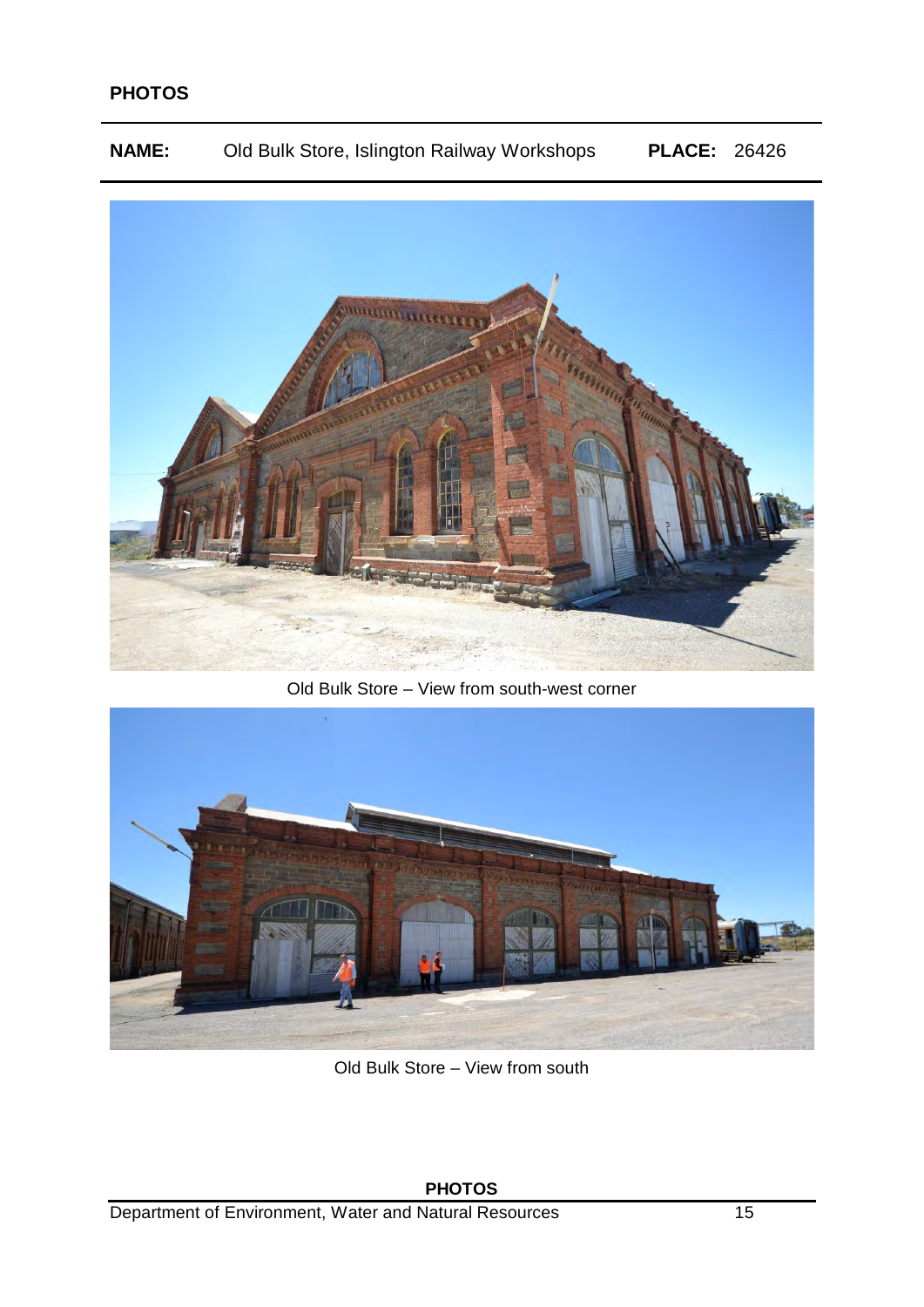**PHOTOS**

| **NAME:** | Old Bulk Store, Islington Railway Workshops | **PLACE:** | 26426 |
|---|---|---|---|

Old Bulk Store – View from south-west corner

Old Bulk Store – View from south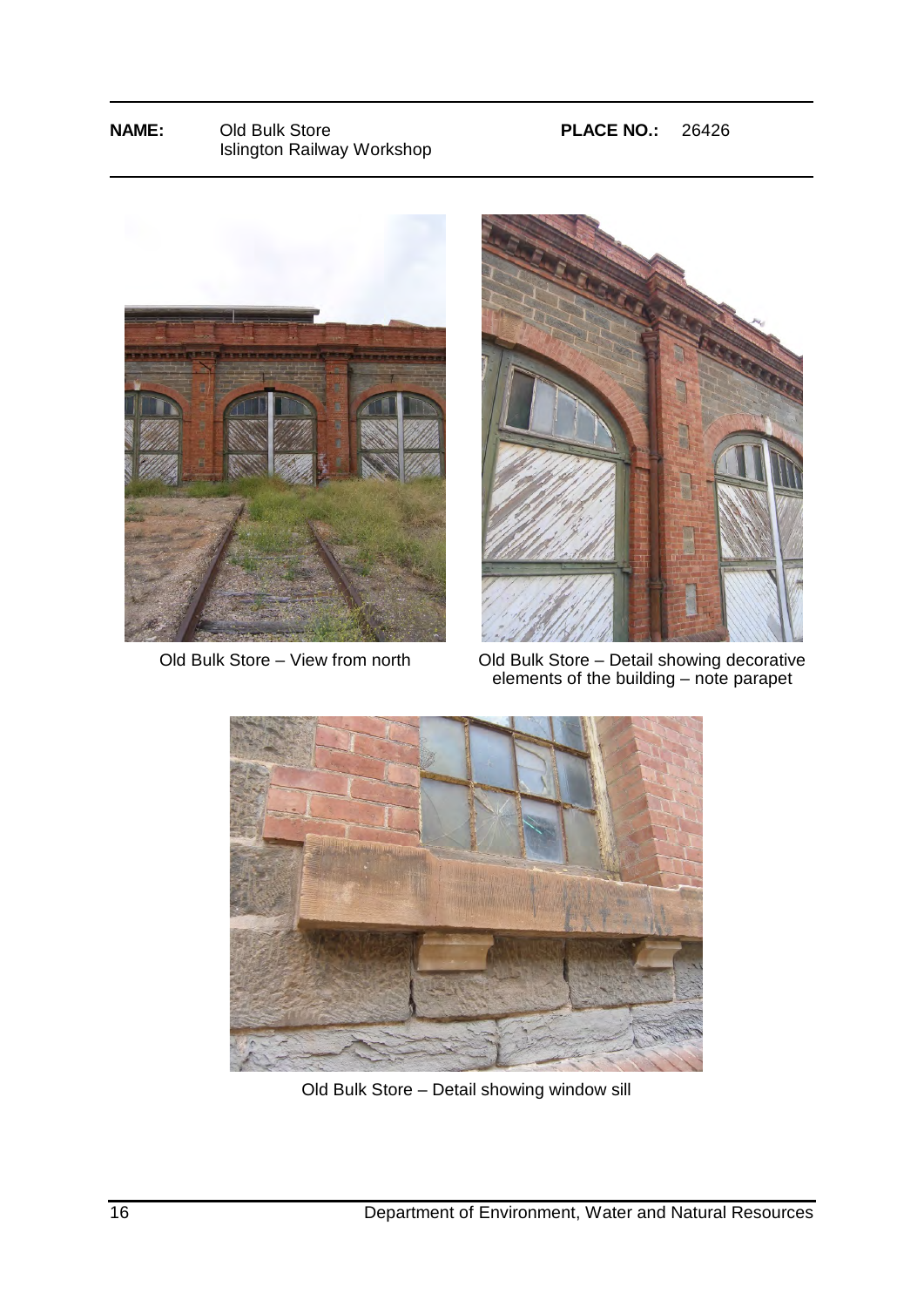| **NAME:** | Old Bulk Store<br>Islington Railway Workshop | **PLACE NO.:** | 26426 |
|---|---|---|---|

Old Bulk Store – View from north

Old Bulk Store – Detail showing decorative elements of the building – note parapet

Old Bulk Store – Detail showing window sill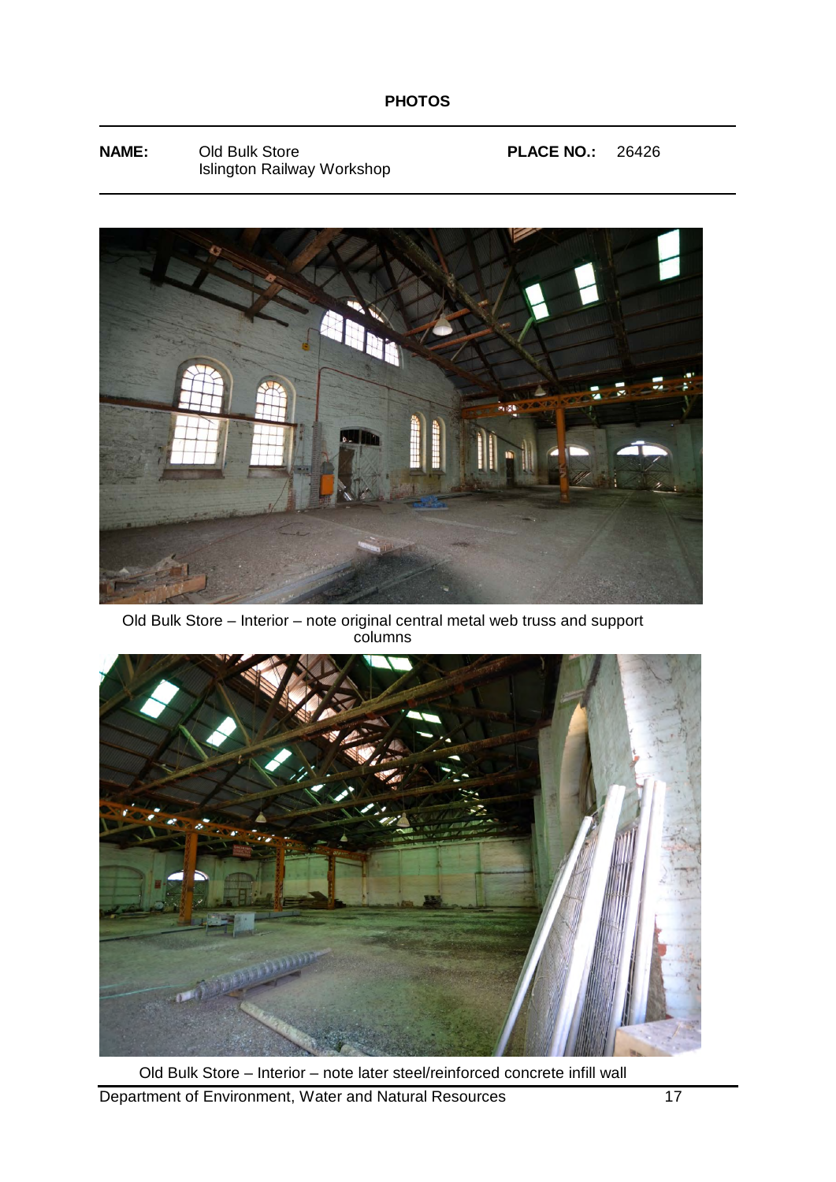**PHOTOS**

| **NAME:** | Old Bulk Store<br>Islington Railway Workshop | **PLACE NO.:** | 26426 |
|---|---|---|---|

Old Bulk Store – Interior – note original central metal web truss and support columns

Old Bulk Store – Interior – note later steel/reinforced concrete infill wall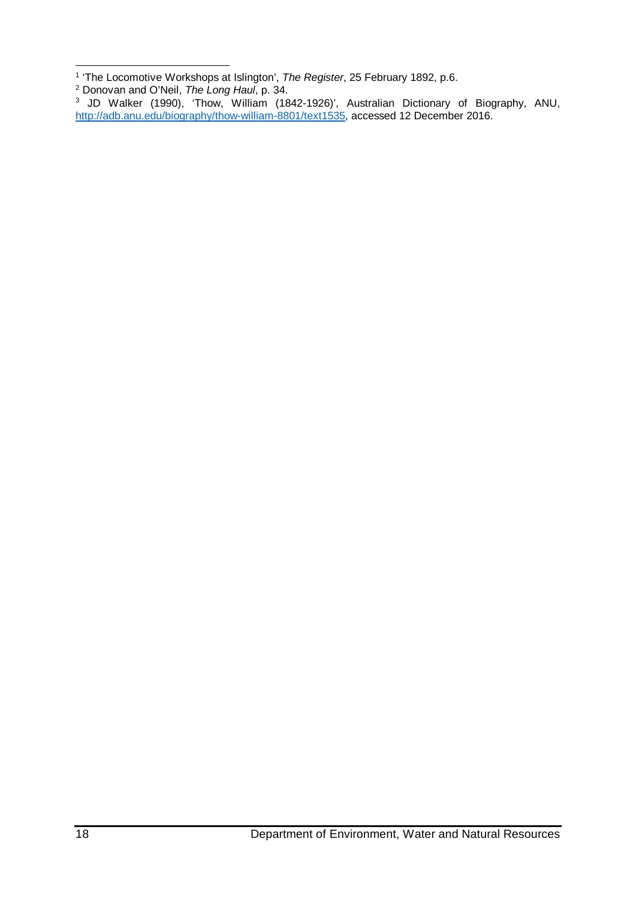[1] 'The Locomotive Workshops at Islington', *The Register*, 25 February 1892, p.6.

[2] Donovan and O'Neil, *The Long Haul*, p. 34.

[3] JD Walker (1990), 'Thow, William (1842-1926)', Australian Dictionary of Biography, ANU, http://adb.anu.edu/biography/thow-william-8801/text1535, accessed 12 December 2016.